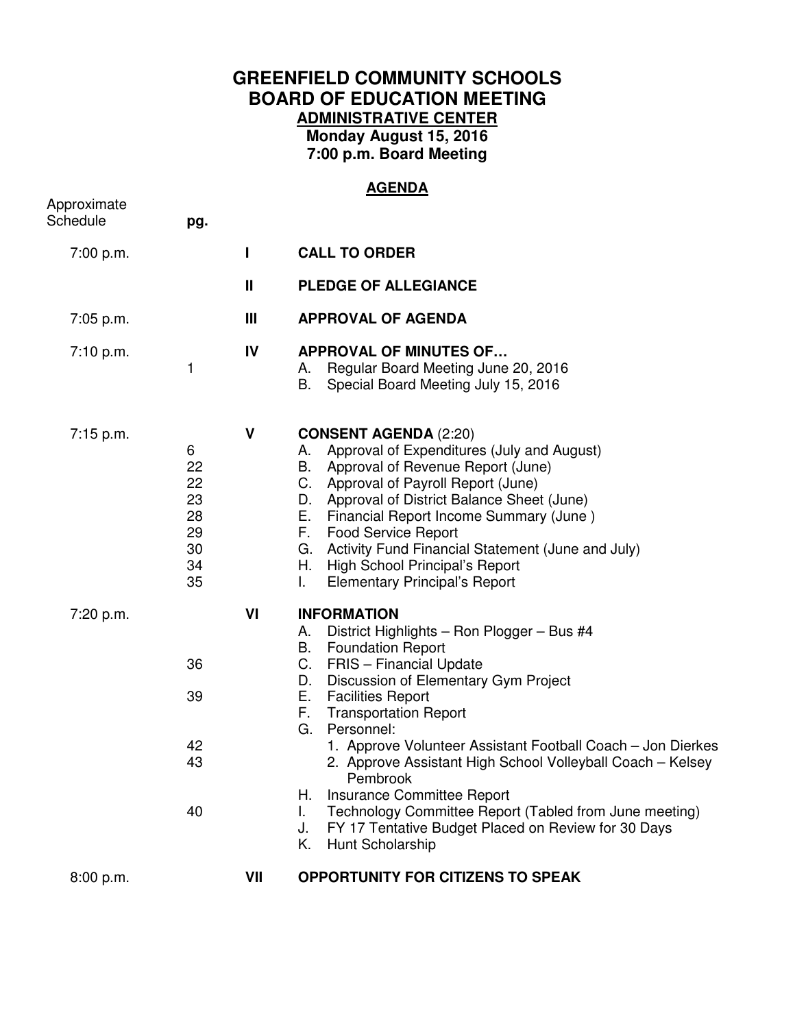# GREENFIELD COMMUNITY SCHOOLS
# BOARD OF EDUCATION MEETING
## ADMINISTRATIVE CENTER
### Monday August 15, 2016
### 7:00 p.m. Board Meeting

**AGENDA**

| Approximate Schedule | pg. | | |
|---|---|---|---|
| 7:00 p.m. | | I | **CALL TO ORDER** |
| | | II | **PLEDGE OF ALLEGIANCE** |
| 7:05 p.m. | | III | **APPROVAL OF AGENDA** |
| 7:10 p.m. | | IV | **APPROVAL OF MINUTES OF…** |
| | 1 | | A. Regular Board Meeting June 20, 2016 |
| | | | B. Special Board Meeting July 15, 2016 |
| 7:15 p.m. | | V | **CONSENT AGENDA** (2:20) |
| | 6 | | A. Approval of Expenditures (July and August) |
| | 22 | | B. Approval of Revenue Report (June) |
| | 22 | | C. Approval of Payroll Report (June) |
| | 23 | | D. Approval of District Balance Sheet (June) |
| | 28 | | E. Financial Report Income Summary (June ) |
| | 29 | | F. Food Service Report |
| | 30 | | G. Activity Fund Financial Statement (June and July) |
| | 34 | | H. High School Principal's Report |
| | 35 | | I. Elementary Principal's Report |
| 7:20 p.m. | | VI | **INFORMATION** |
| | | | A. District Highlights – Ron Plogger – Bus #4 |
| | | | B. Foundation Report |
| | 36 | | C. FRIS – Financial Update |
| | | | D. Discussion of Elementary Gym Project |
| | 39 | | E. Facilities Report |
| | | | F. Transportation Report |
| | | | G. Personnel: |
| | 42 | | 1. Approve Volunteer Assistant Football Coach – Jon Dierkes |
| | 43 | | 2. Approve Assistant High School Volleyball Coach – Kelsey Pembrook |
| | | | H. Insurance Committee Report |
| | 40 | | I. Technology Committee Report (Tabled from June meeting) |
| | | | J. FY 17 Tentative Budget Placed on Review for 30 Days |
| | | | K. Hunt Scholarship |
| 8:00 p.m. | | VII | **OPPORTUNITY FOR CITIZENS TO SPEAK** |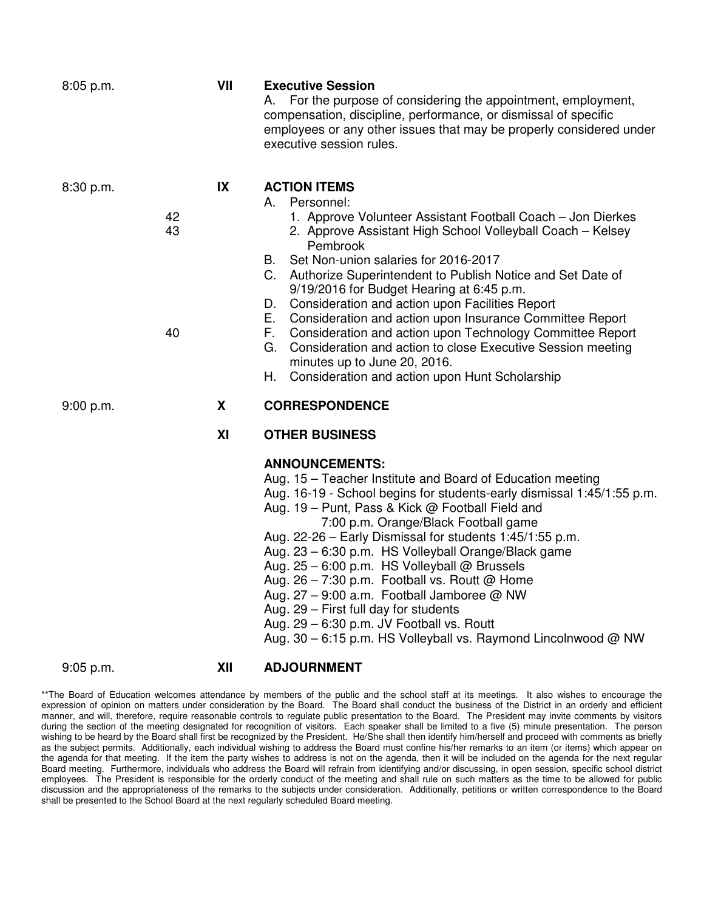| | | | |
|---|---|---|---|
| 8:05 p.m. | | VII | **Executive Session**<br>A. For the purpose of considering the appointment, employment, compensation, discipline, performance, or dismissal of specific employees or any other issues that may be properly considered under executive session rules. |
| 8:30 p.m. | | IX | **ACTION ITEMS**<br>A. Personnel: |
| | 42 | | 1. Approve Volunteer Assistant Football Coach – Jon Dierkes |
| | 43 | | 2. Approve Assistant High School Volleyball Coach – Kelsey Pembrook |
| | | | B. Set Non-union salaries for 2016-2017 |
| | | | C. Authorize Superintendent to Publish Notice and Set Date of 9/19/2016 for Budget Hearing at 6:45 p.m. |
| | | | D. Consideration and action upon Facilities Report |
| | | | E. Consideration and action upon Insurance Committee Report |
| | 40 | | F. Consideration and action upon Technology Committee Report |
| | | | G. Consideration and action to close Executive Session meeting minutes up to June 20, 2016. |
| | | | H. Consideration and action upon Hunt Scholarship |
| 9:00 p.m. | | X | **CORRESPONDENCE** |
| | | XI | **OTHER BUSINESS** |

**ANNOUNCEMENTS:**

Aug. 15 – Teacher Institute and Board of Education meeting
Aug. 16-19 - School begins for students-early dismissal 1:45/1:55 p.m.
Aug. 19 – Punt, Pass & Kick @ Football Field and
7:00 p.m. Orange/Black Football game
Aug. 22-26 – Early Dismissal for students 1:45/1:55 p.m.
Aug. 23 – 6:30 p.m. HS Volleyball Orange/Black game
Aug. 25 – 6:00 p.m. HS Volleyball @ Brussels
Aug. 26 – 7:30 p.m. Football vs. Routt @ Home
Aug. 27 – 9:00 a.m. Football Jamboree @ NW
Aug. 29 – First full day for students
Aug. 29 – 6:30 p.m. JV Football vs. Routt
Aug. 30 – 6:15 p.m. HS Volleyball vs. Raymond Lincolnwood @ NW

9:05 p.m. **XII ADJOURNMENT**

**The Board of Education welcomes attendance by members of the public and the school staff at its meetings. It also wishes to encourage the expression of opinion on matters under consideration by the Board. The Board shall conduct the business of the District in an orderly and efficient manner, and will, therefore, require reasonable controls to regulate public presentation to the Board. The President may invite comments by visitors during the section of the meeting designated for recognition of visitors. Each speaker shall be limited to a five (5) minute presentation. The person wishing to be heard by the Board shall first be recognized by the President. He/She shall then identify him/herself and proceed with comments as briefly as the subject permits. Additionally, each individual wishing to address the Board must confine his/her remarks to an item (or items) which appear on the agenda for that meeting. If the item the party wishes to address is not on the agenda, then it will be included on the agenda for the next regular Board meeting. Furthermore, individuals who address the Board will refrain from identifying and/or discussing, in open session, specific school district employees. The President is responsible for the orderly conduct of the meeting and shall rule on such matters as the time to be allowed for public discussion and the appropriateness of the remarks to the subjects under consideration. Additionally, petitions or written correspondence to the Board shall be presented to the School Board at the next regularly scheduled Board meeting.